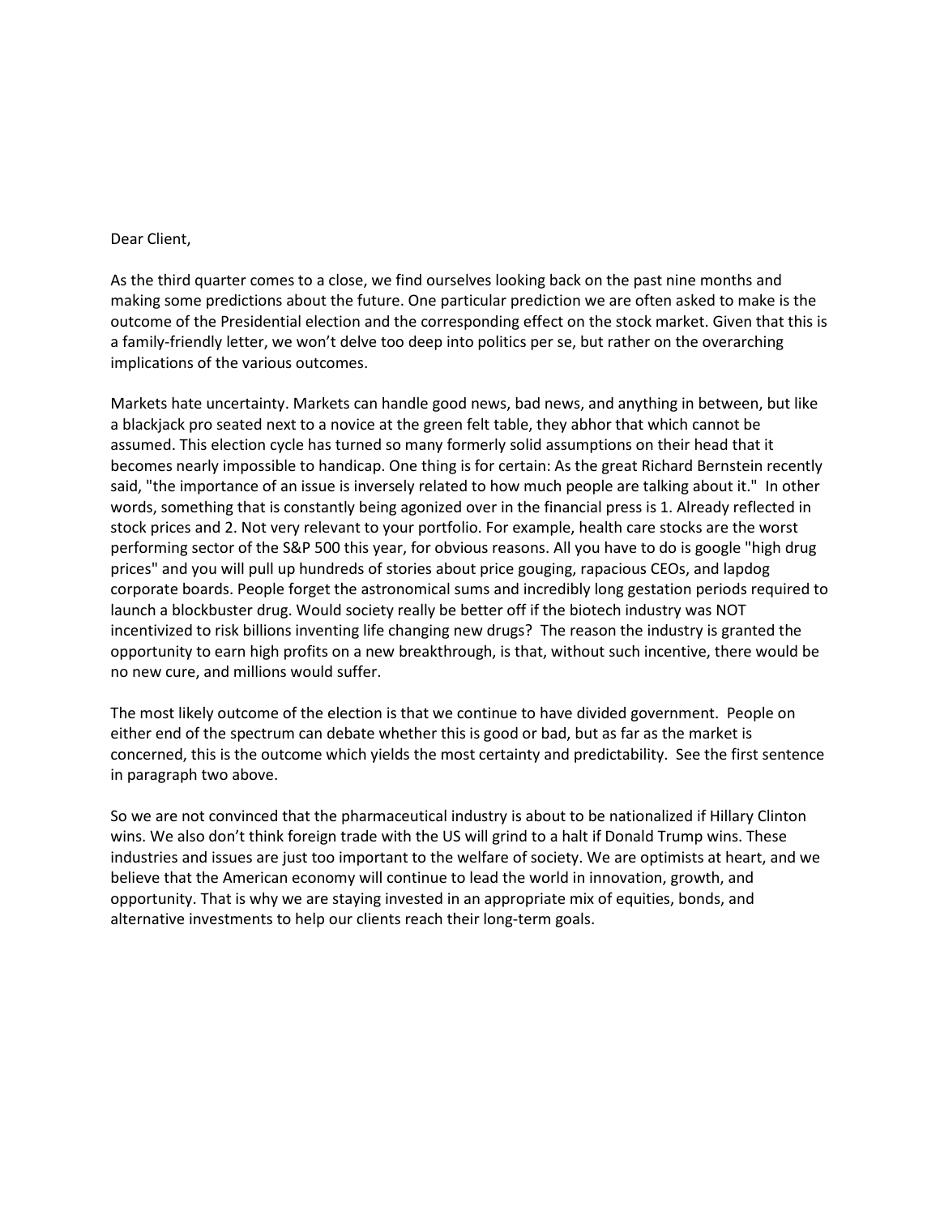Dear Client,

As the third quarter comes to a close, we find ourselves looking back on the past nine months and making some predictions about the future. One particular prediction we are often asked to make is the outcome of the Presidential election and the corresponding effect on the stock market. Given that this is a family-friendly letter, we won't delve too deep into politics per se, but rather on the overarching implications of the various outcomes.

Markets hate uncertainty. Markets can handle good news, bad news, and anything in between, but like a blackjack pro seated next to a novice at the green felt table, they abhor that which cannot be assumed. This election cycle has turned so many formerly solid assumptions on their head that it becomes nearly impossible to handicap. One thing is for certain: As the great Richard Bernstein recently said, "the importance of an issue is inversely related to how much people are talking about it." In other words, something that is constantly being agonized over in the financial press is 1. Already reflected in stock prices and 2. Not very relevant to your portfolio. For example, health care stocks are the worst performing sector of the S&P 500 this year, for obvious reasons. All you have to do is google "high drug prices" and you will pull up hundreds of stories about price gouging, rapacious CEOs, and lapdog corporate boards. People forget the astronomical sums and incredibly long gestation periods required to launch a blockbuster drug. Would society really be better off if the biotech industry was NOT incentivized to risk billions inventing life changing new drugs? The reason the industry is granted the opportunity to earn high profits on a new breakthrough, is that, without such incentive, there would be no new cure, and millions would suffer.

The most likely outcome of the election is that we continue to have divided government. People on either end of the spectrum can debate whether this is good or bad, but as far as the market is concerned, this is the outcome which yields the most certainty and predictability. See the first sentence in paragraph two above.

So we are not convinced that the pharmaceutical industry is about to be nationalized if Hillary Clinton wins. We also don't think foreign trade with the US will grind to a halt if Donald Trump wins. These industries and issues are just too important to the welfare of society. We are optimists at heart, and we believe that the American economy will continue to lead the world in innovation, growth, and opportunity. That is why we are staying invested in an appropriate mix of equities, bonds, and alternative investments to help our clients reach their long-term goals.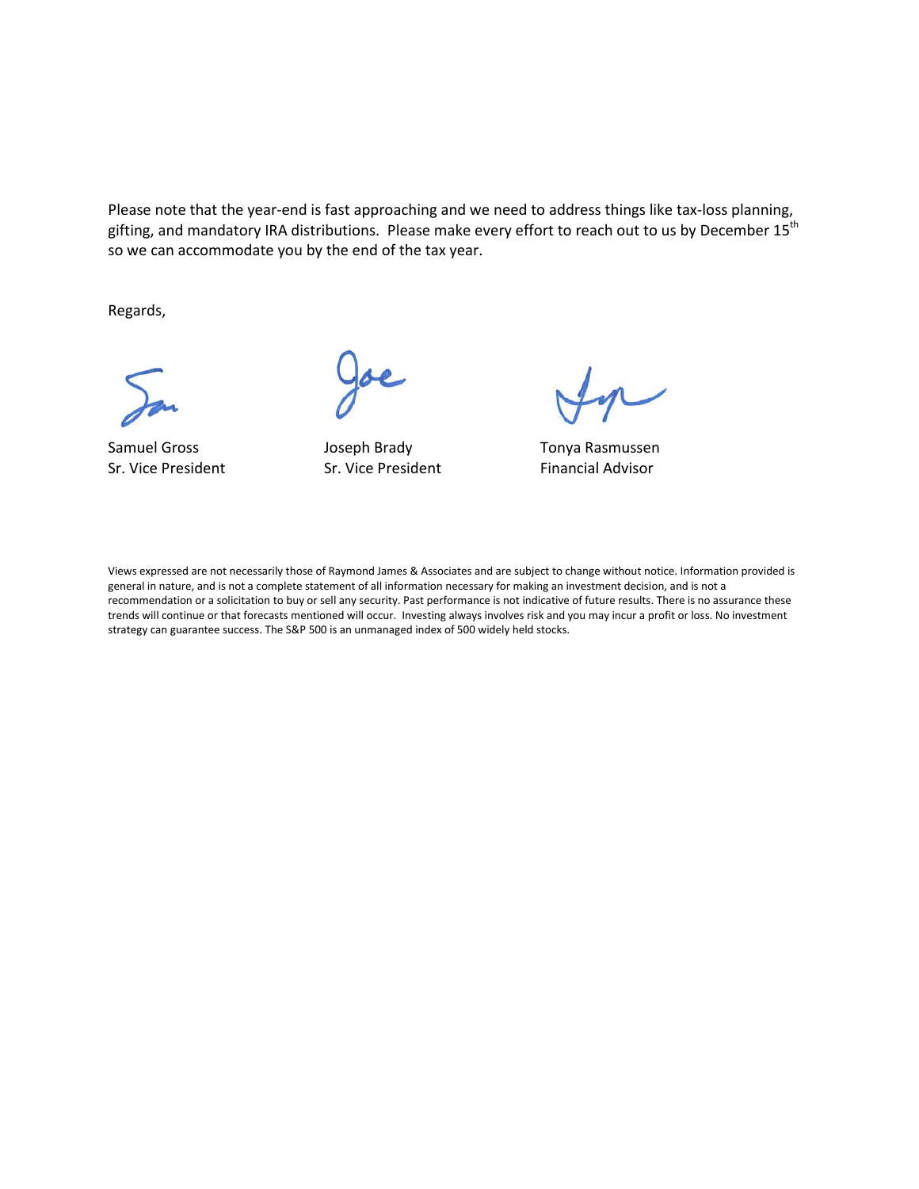Please note that the year-end is fast approaching and we need to address things like tax-loss planning, gifting, and mandatory IRA distributions. Please make every effort to reach out to us by December 15th so we can accommodate you by the end of the tax year.

Regards,

Samuel Gross
Sr. Vice President

Joseph Brady
Sr. Vice President

Tonya Rasmussen
Financial Advisor

Views expressed are not necessarily those of Raymond James & Associates and are subject to change without notice. Information provided is general in nature, and is not a complete statement of all information necessary for making an investment decision, and is not a recommendation or a solicitation to buy or sell any security. Past performance is not indicative of future results. There is no assurance these trends will continue or that forecasts mentioned will occur. Investing always involves risk and you may incur a profit or loss. No investment strategy can guarantee success. The S&P 500 is an unmanaged index of 500 widely held stocks.